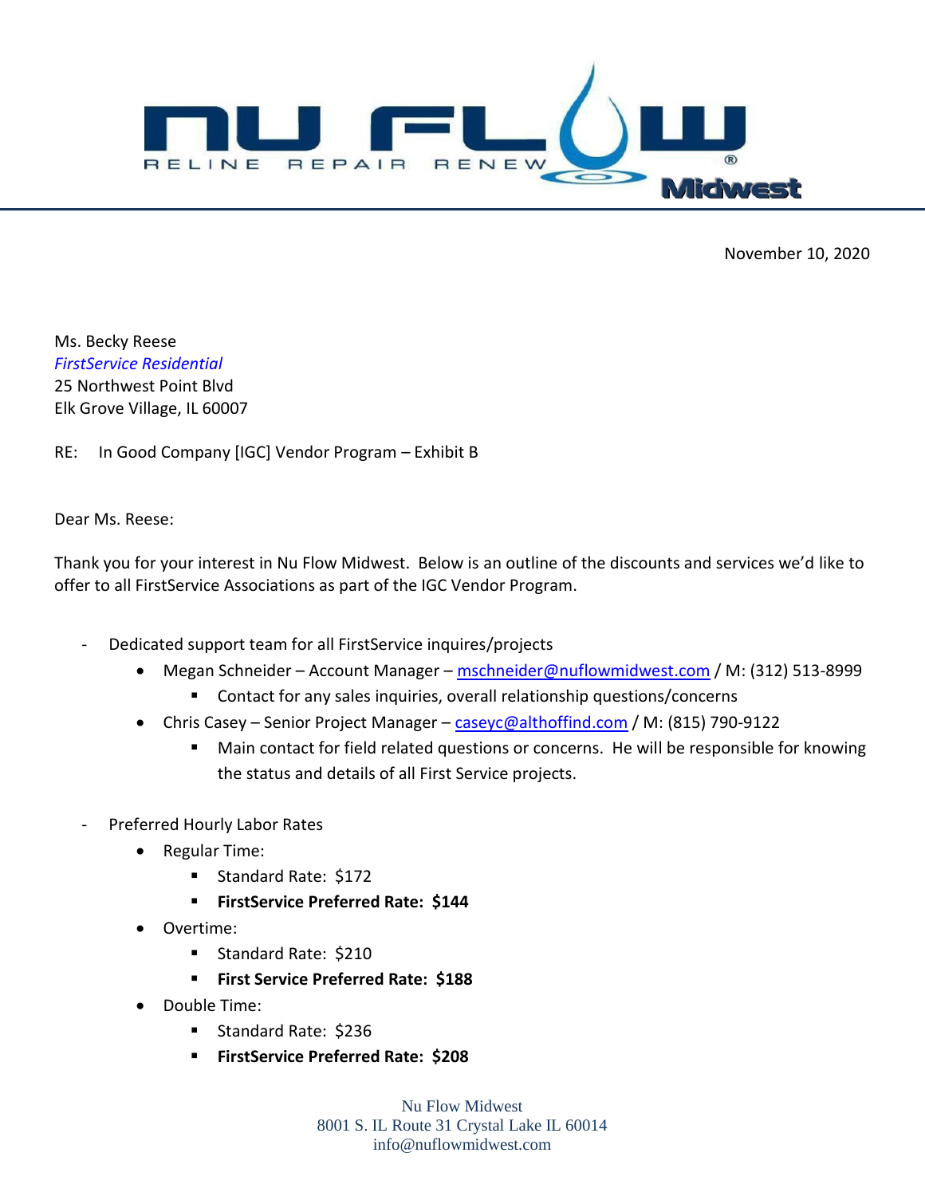November 10, 2020

Ms. Becky Reese
*FirstService Residential*
25 Northwest Point Blvd
Elk Grove Village, IL 60007

RE: In Good Company [IGC] Vendor Program – Exhibit B

Dear Ms. Reese:

Thank you for your interest in Nu Flow Midwest. Below is an outline of the discounts and services we'd like to offer to all FirstService Associations as part of the IGC Vendor Program.

- Dedicated support team for all FirstService inquires/projects
  - Megan Schneider – Account Manager – mschneider@nuflowmidwest.com / M: (312) 513-8999
    - Contact for any sales inquiries, overall relationship questions/concerns
  - Chris Casey – Senior Project Manager – caseyc@althoffind.com / M: (815) 790-9122
    - Main contact for field related questions or concerns. He will be responsible for knowing the status and details of all First Service projects.
- Preferred Hourly Labor Rates
  - Regular Time:
    - Standard Rate: $172
    - **FirstService Preferred Rate: $144**
  - Overtime:
    - Standard Rate: $210
    - **First Service Preferred Rate: $188**
  - Double Time:
    - Standard Rate: $236
    - **FirstService Preferred Rate: $208**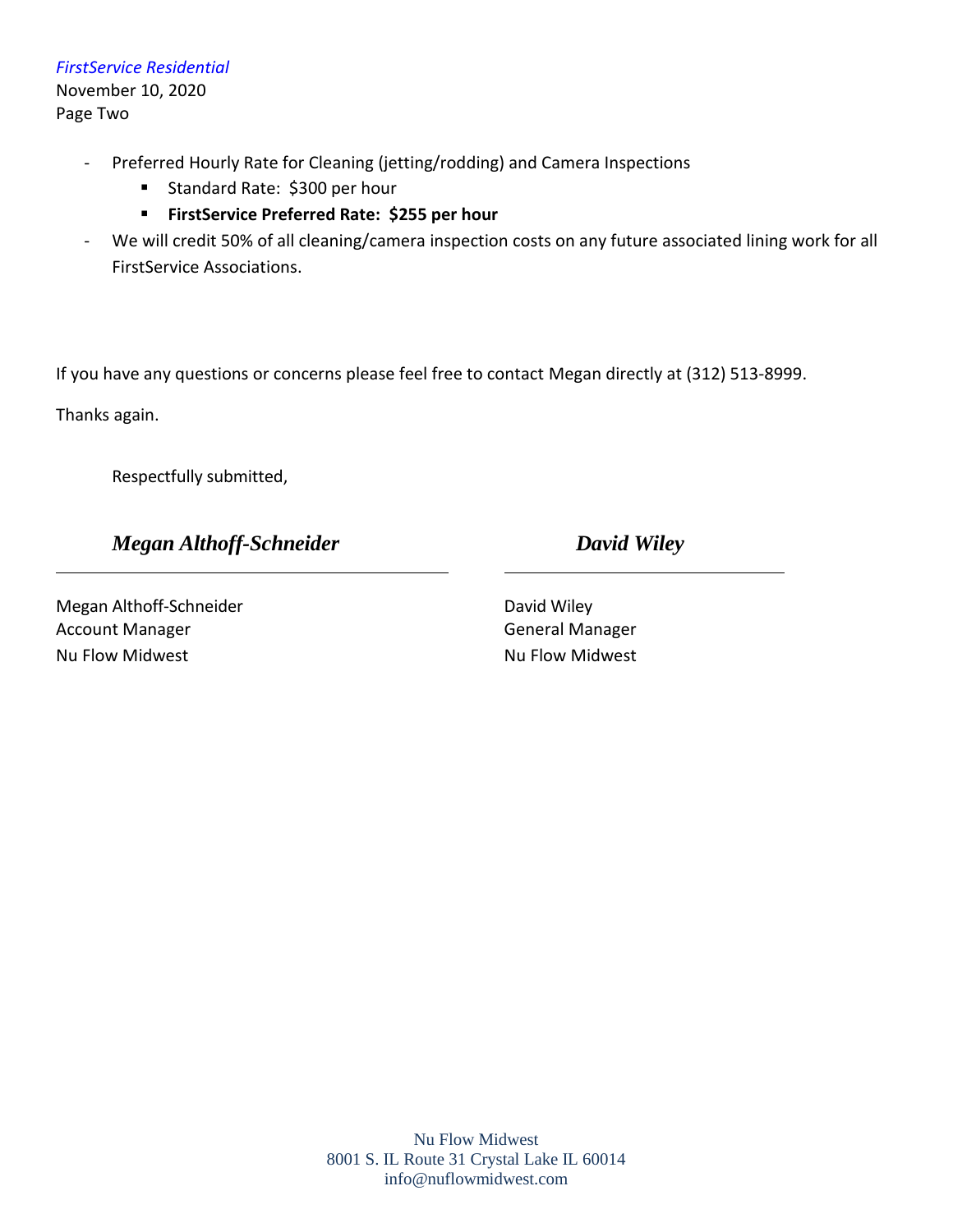*FirstService Residential*
November 10, 2020
Page Two

- Preferred Hourly Rate for Cleaning (jetting/rodding) and Camera Inspections
  - Standard Rate: $300 per hour
  - **FirstService Preferred Rate: $255 per hour**
- We will credit 50% of all cleaning/camera inspection costs on any future associated lining work for all FirstService Associations.

If you have any questions or concerns please feel free to contact Megan directly at (312) 513-8999.

Thanks again.

Respectfully submitted,

***Megan Althoff-Schneider***

Megan Althoff-Schneider
Account Manager
Nu Flow Midwest

***David Wiley***

David Wiley
General Manager
Nu Flow Midwest

Nu Flow Midwest
8001 S. IL Route 31 Crystal Lake IL 60014
info@nuflowmidwest.com